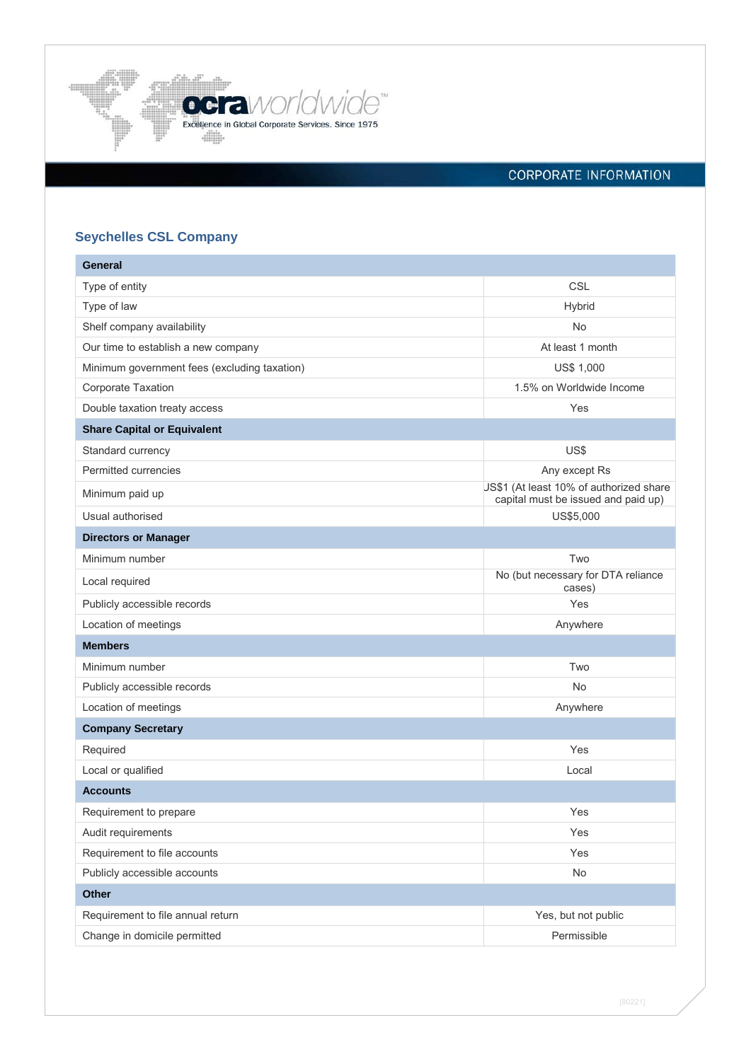ocraworldwide™
Excellence in Global Corporate Services. Since 1975

CORPORATE INFORMATION

## Seychelles CSL Company

| General | |
|---|---|
| Type of entity | CSL |
| Type of law | Hybrid |
| Shelf company availability | No |
| Our time to establish a new company | At least 1 month |
| Minimum government fees (excluding taxation) | US$ 1,000 |
| Corporate Taxation | 1.5% on Worldwide Income |
| Double taxation treaty access | Yes |
| **Share Capital or Equivalent** | |
| Standard currency | US$ |
| Permitted currencies | Any except Rs |
| Minimum paid up | US$1 (At least 10% of authorized share capital must be issued and paid up) |
| Usual authorised | US$5,000 |
| **Directors or Manager** | |
| Minimum number | Two |
| Local required | No (but necessary for DTA reliance cases) |
| Publicly accessible records | Yes |
| Location of meetings | Anywhere |
| **Members** | |
| Minimum number | Two |
| Publicly accessible records | No |
| Location of meetings | Anywhere |
| **Company Secretary** | |
| Required | Yes |
| Local or qualified | Local |
| **Accounts** | |
| Requirement to prepare | Yes |
| Audit requirements | Yes |
| Requirement to file accounts | Yes |
| Publicly accessible accounts | No |
| **Other** | |
| Requirement to file annual return | Yes, but not public |
| Change in domicile permitted | Permissible |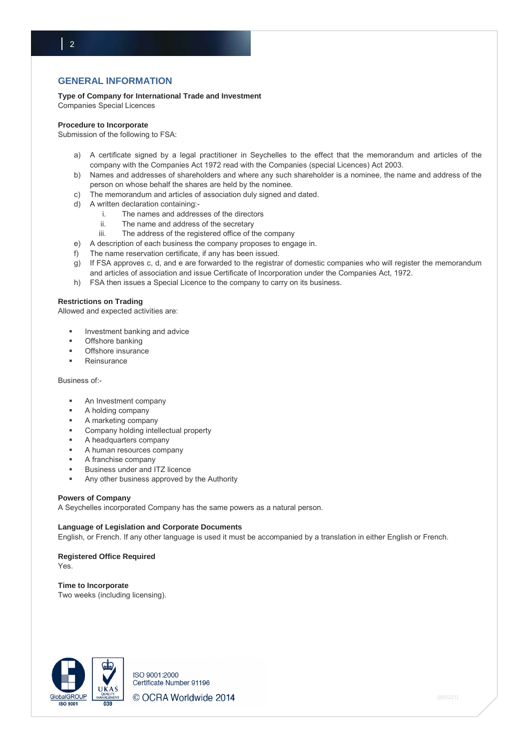## GENERAL INFORMATION

**Type of Company for International Trade and Investment**
Companies Special Licences

**Procedure to Incorporate**
Submission of the following to FSA:

a) A certificate signed by a legal practitioner in Seychelles to the effect that the memorandum and articles of the company with the Companies Act 1972 read with the Companies (special Licences) Act 2003.
b) Names and addresses of shareholders and where any such shareholder is a nominee, the name and address of the person on whose behalf the shares are held by the nominee.
c) The memorandum and articles of association duly signed and dated.
d) A written declaration containing:-
   i. The names and addresses of the directors
   ii. The name and address of the secretary
   iii. The address of the registered office of the company
e) A description of each business the company proposes to engage in.
f) The name reservation certificate, if any has been issued.
g) If FSA approves c, d, and e are forwarded to the registrar of domestic companies who will register the memorandum and articles of association and issue Certificate of Incorporation under the Companies Act, 1972.
h) FSA then issues a Special Licence to the company to carry on its business.

**Restrictions on Trading**
Allowed and expected activities are:

- Investment banking and advice
- Offshore banking
- Offshore insurance
- Reinsurance

Business of:-

- An Investment company
- A holding company
- A marketing company
- Company holding intellectual property
- A headquarters company
- A human resources company
- A franchise company
- Business under and ITZ licence
- Any other business approved by the Authority

**Powers of Company**
A Seychelles incorporated Company has the same powers as a natural person.

**Language of Legislation and Corporate Documents**
English, or French. If any other language is used it must be accompanied by a translation in either English or French.

**Registered Office Required**
Yes.

**Time to Incorporate**
Two weeks (including licensing).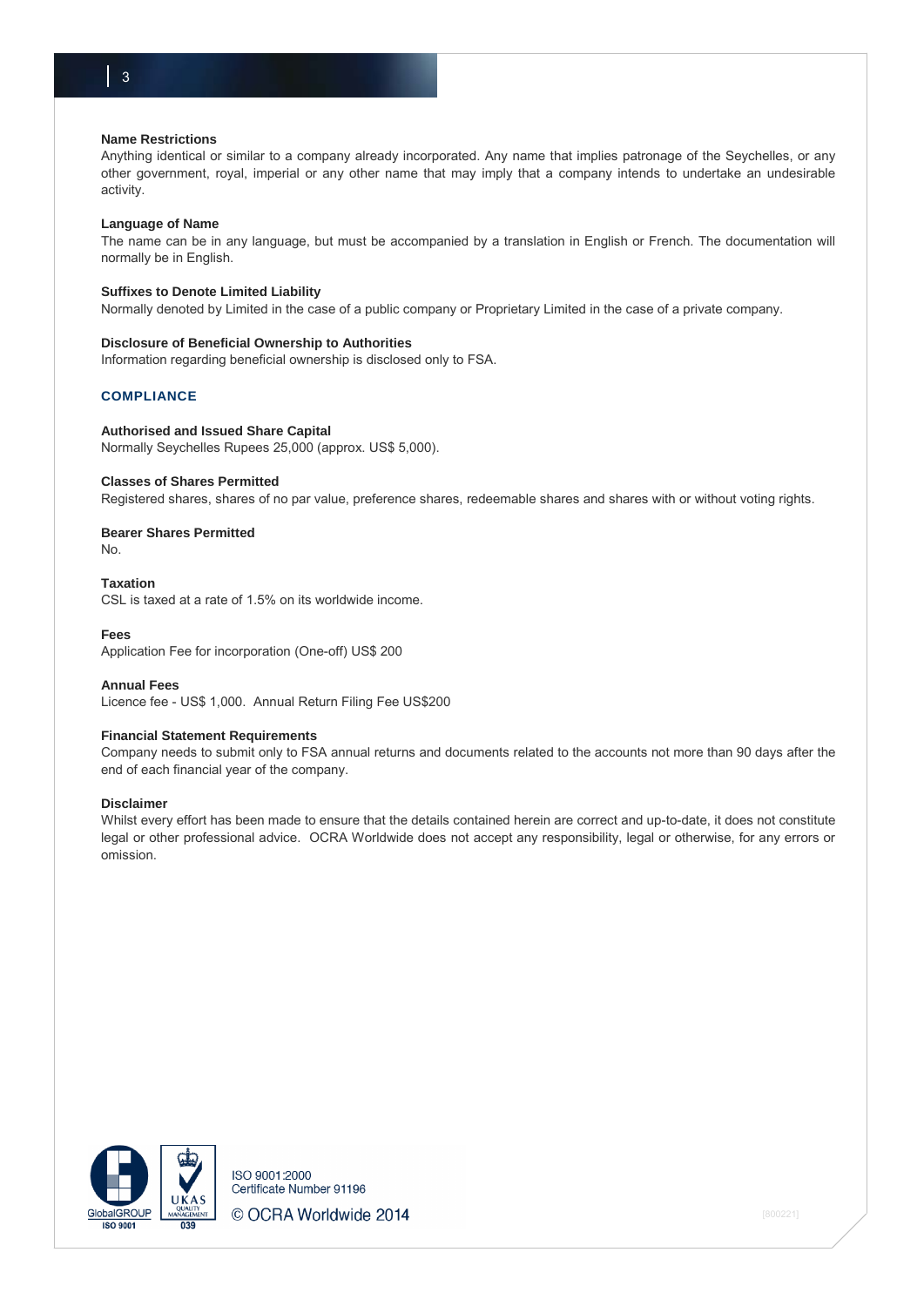### Name Restrictions

Anything identical or similar to a company already incorporated. Any name that implies patronage of the Seychelles, or any other government, royal, imperial or any other name that may imply that a company intends to undertake an undesirable activity.

### Language of Name

The name can be in any language, but must be accompanied by a translation in English or French. The documentation will normally be in English.

### Suffixes to Denote Limited Liability

Normally denoted by Limited in the case of a public company or Proprietary Limited in the case of a private company.

### Disclosure of Beneficial Ownership to Authorities

Information regarding beneficial ownership is disclosed only to FSA.

## COMPLIANCE

### Authorised and Issued Share Capital

Normally Seychelles Rupees 25,000 (approx. US$ 5,000).

### Classes of Shares Permitted

Registered shares, shares of no par value, preference shares, redeemable shares and shares with or without voting rights.

### Bearer Shares Permitted

No.

### Taxation

CSL is taxed at a rate of 1.5% on its worldwide income.

### Fees

Application Fee for incorporation (One-off) US$ 200

### Annual Fees

Licence fee - US$ 1,000. Annual Return Filing Fee US$200

### Financial Statement Requirements

Company needs to submit only to FSA annual returns and documents related to the accounts not more than 90 days after the end of each financial year of the company.

### Disclaimer

Whilst every effort has been made to ensure that the details contained herein are correct and up-to-date, it does not constitute legal or other professional advice. OCRA Worldwide does not accept any responsibility, legal or otherwise, for any errors or omission.

ISO 9001:2000
Certificate Number 91196

© OCRA Worldwide 2014